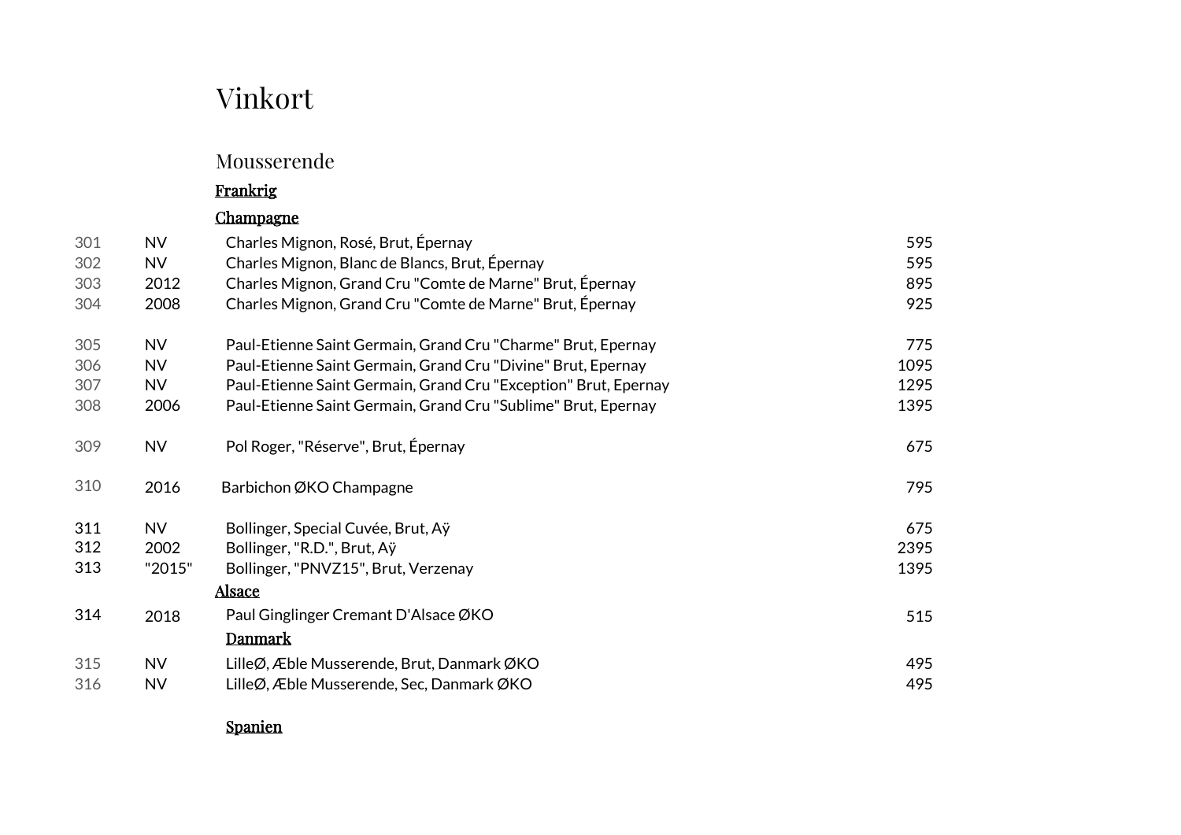# Vinkort

## Mousserende

### Frankrig

### Champagne

| | | | |
|---|---|---|---|
| 301 | NV | Charles Mignon, Rosé, Brut, Épernay | 595 |
| 302 | NV | Charles Mignon, Blanc de Blancs, Brut, Épernay | 595 |
| 303 | 2012 | Charles Mignon, Grand Cru "Comte de Marne" Brut, Épernay | 895 |
| 304 | 2008 | Charles Mignon, Grand Cru "Comte de Marne" Brut, Épernay | 925 |
| | | | |
| 305 | NV | Paul-Etienne Saint Germain, Grand Cru "Charme" Brut, Epernay | 775 |
| 306 | NV | Paul-Etienne Saint Germain, Grand Cru "Divine" Brut, Epernay | 1095 |
| 307 | NV | Paul-Etienne Saint Germain, Grand Cru "Exception" Brut, Epernay | 1295 |
| 308 | 2006 | Paul-Etienne Saint Germain, Grand Cru "Sublime" Brut, Epernay | 1395 |
| | | | |
| 309 | NV | Pol Roger, "Réserve", Brut, Épernay | 675 |
| | | | |
| 310 | 2016 | Barbichon ØKO Champagne | 795 |
| | | | |
| 311 | NV | Bollinger, Special Cuvée, Brut, Aÿ | 675 |
| 312 | 2002 | Bollinger, "R.D.", Brut, Aÿ | 2395 |
| 313 | "2015" | Bollinger, "PNVZ15", Brut, Verzenay | 1395 |

### Alsace

| | | | |
|---|---|---|---|
| 314 | 2018 | Paul Ginglinger Cremant D'Alsace ØKO | 515 |

### Danmark

| | | | |
|---|---|---|---|
| 315 | NV | LilleØ, Æble Musserende, Brut, Danmark ØKO | 495 |
| 316 | NV | LilleØ, Æble Musserende, Sec, Danmark ØKO | 495 |

### Spanien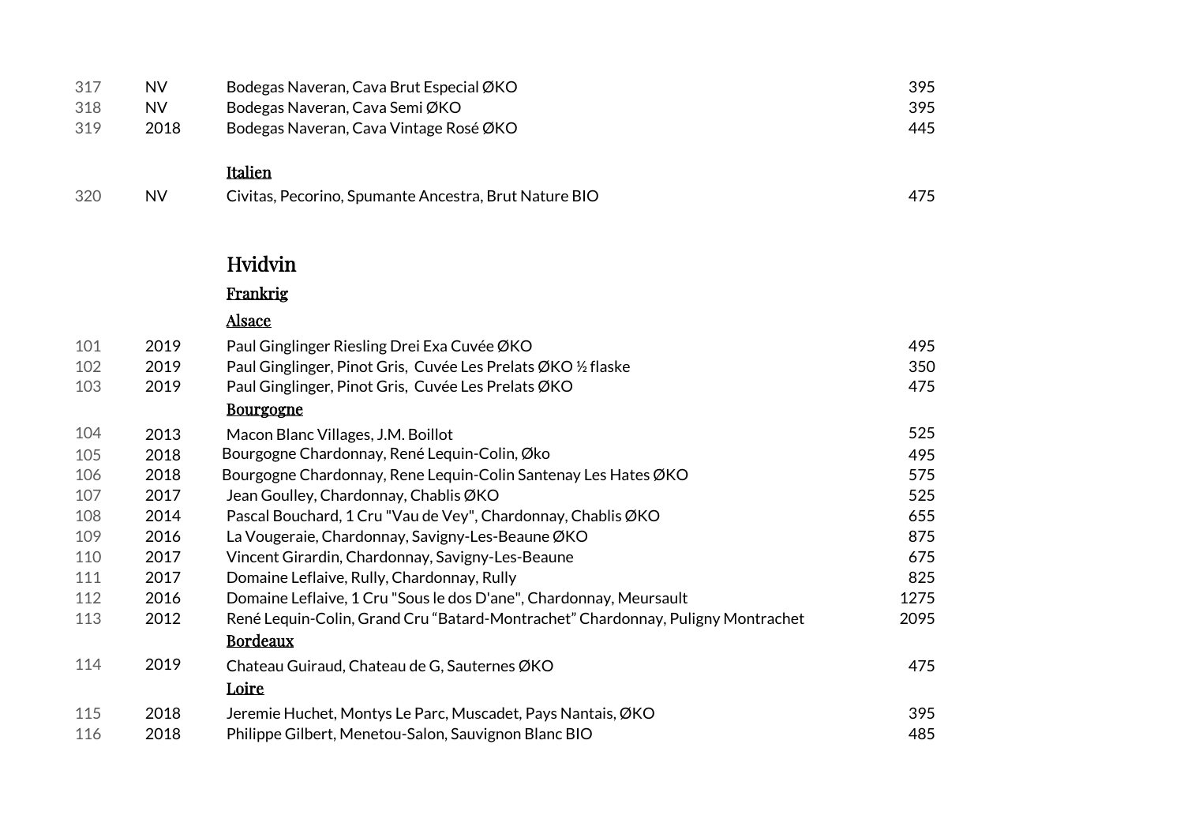| | | | |
|---|---|---|---|
| 317 | NV | Bodegas Naveran, Cava Brut Especial ØKO | 395 |
| 318 | NV | Bodegas Naveran, Cava Semi ØKO | 395 |
| 319 | 2018 | Bodegas Naveran, Cava Vintage Rosé ØKO | 445 |

### Italien

| | | | |
|---|---|---|---|
| 320 | NV | Civitas, Pecorino, Spumante Ancestra, Brut Nature BIO | 475 |

# Hvidvin

## Frankrig

### Alsace

| | | | |
|---|---|---|---|
| 101 | 2019 | Paul Ginglinger Riesling Drei Exa Cuvée ØKO | 495 |
| 102 | 2019 | Paul Ginglinger, Pinot Gris, Cuvée Les Prelats ØKO ½ flaske | 350 |
| 103 | 2019 | Paul Ginglinger, Pinot Gris, Cuvée Les Prelats ØKO | 475 |

### Bourgogne

| | | | |
|---|---|---|---|
| 104 | 2013 | Macon Blanc Villages, J.M. Boillot | 525 |
| 105 | 2018 | Bourgogne Chardonnay, René Lequin-Colin, Øko | 495 |
| 106 | 2018 | Bourgogne Chardonnay, Rene Lequin-Colin Santenay Les Hates ØKO | 575 |
| 107 | 2017 | Jean Goulley, Chardonnay, Chablis ØKO | 525 |
| 108 | 2014 | Pascal Bouchard, 1 Cru "Vau de Vey", Chardonnay, Chablis ØKO | 655 |
| 109 | 2016 | La Vougeraie, Chardonnay, Savigny-Les-Beaune ØKO | 875 |
| 110 | 2017 | Vincent Girardin, Chardonnay, Savigny-Les-Beaune | 675 |
| 111 | 2017 | Domaine Leflaive, Rully, Chardonnay, Rully | 825 |
| 112 | 2016 | Domaine Leflaive, 1 Cru "Sous le dos D'ane", Chardonnay, Meursault | 1275 |
| 113 | 2012 | René Lequin-Colin, Grand Cru "Batard-Montrachet" Chardonnay, Puligny Montrachet | 2095 |

### Bordeaux

| | | | |
|---|---|---|---|
| 114 | 2019 | Chateau Guiraud, Chateau de G, Sauternes ØKO | 475 |

### Loire

| | | | |
|---|---|---|---|
| 115 | 2018 | Jeremie Huchet, Montys Le Parc, Muscadet, Pays Nantais, ØKO | 395 |
| 116 | 2018 | Philippe Gilbert, Menetou-Salon, Sauvignon Blanc BIO | 485 |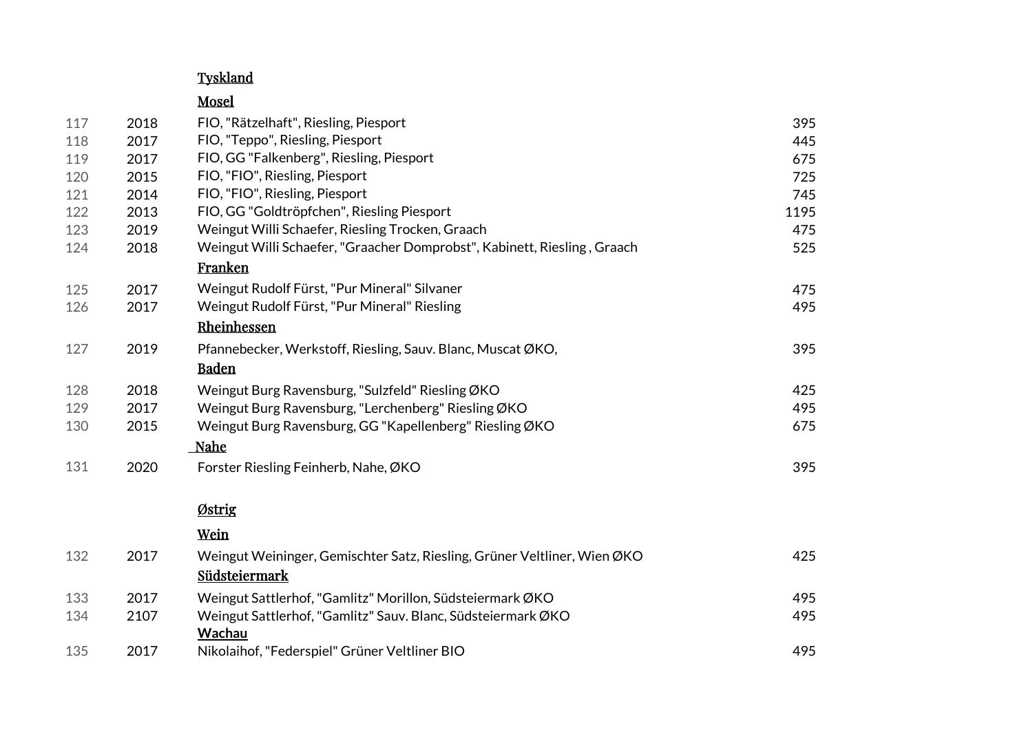## Tyskland

### Mosel

| | | | |
|---|---|---|---|
| 117 | 2018 | FIO, "Rätzelhaft", Riesling, Piesport | 395 |
| 118 | 2017 | FIO, "Teppo", Riesling, Piesport | 445 |
| 119 | 2017 | FIO, GG "Falkenberg", Riesling, Piesport | 675 |
| 120 | 2015 | FIO, "FIO", Riesling, Piesport | 725 |
| 121 | 2014 | FIO, "FIO", Riesling, Piesport | 745 |
| 122 | 2013 | FIO, GG "Goldtröpfchen", Riesling Piesport | 1195 |
| 123 | 2019 | Weingut Willi Schaefer, Riesling Trocken, Graach | 475 |
| 124 | 2018 | Weingut Willi Schaefer, "Graacher Domprobst", Kabinett, Riesling , Graach | 525 |

### Franken

| | | | |
|---|---|---|---|
| 125 | 2017 | Weingut Rudolf Fürst, "Pur Mineral" Silvaner | 475 |
| 126 | 2017 | Weingut Rudolf Fürst, "Pur Mineral" Riesling | 495 |

### Rheinhessen

| | | | |
|---|---|---|---|
| 127 | 2019 | Pfannebecker, Werkstoff, Riesling, Sauv. Blanc, Muscat ØKO, | 395 |

### Baden

| | | | |
|---|---|---|---|
| 128 | 2018 | Weingut Burg Ravensburg, "Sulzfeld" Riesling ØKO | 425 |
| 129 | 2017 | Weingut Burg Ravensburg, "Lerchenberg" Riesling ØKO | 495 |
| 130 | 2015 | Weingut Burg Ravensburg, GG "Kapellenberg" Riesling ØKO | 675 |

### Nahe

| | | | |
|---|---|---|---|
| 131 | 2020 | Forster Riesling Feinherb, Nahe, ØKO | 395 |

## Østrig

### Wein

| | | | |
|---|---|---|---|
| 132 | 2017 | Weingut Weininger, Gemischter Satz, Riesling, Grüner Veltliner, Wien ØKO | 425 |

### Südsteiermark

| | | | |
|---|---|---|---|
| 133 | 2017 | Weingut Sattlerhof, "Gamlitz" Morillon, Südsteiermark ØKO | 495 |
| 134 | 2107 | Weingut Sattlerhof, "Gamlitz" Sauv. Blanc, Südsteiermark ØKO | 495 |

### Wachau

| | | | |
|---|---|---|---|
| 135 | 2017 | Nikolaihof, "Federspiel" Grüner Veltliner BIO | 495 |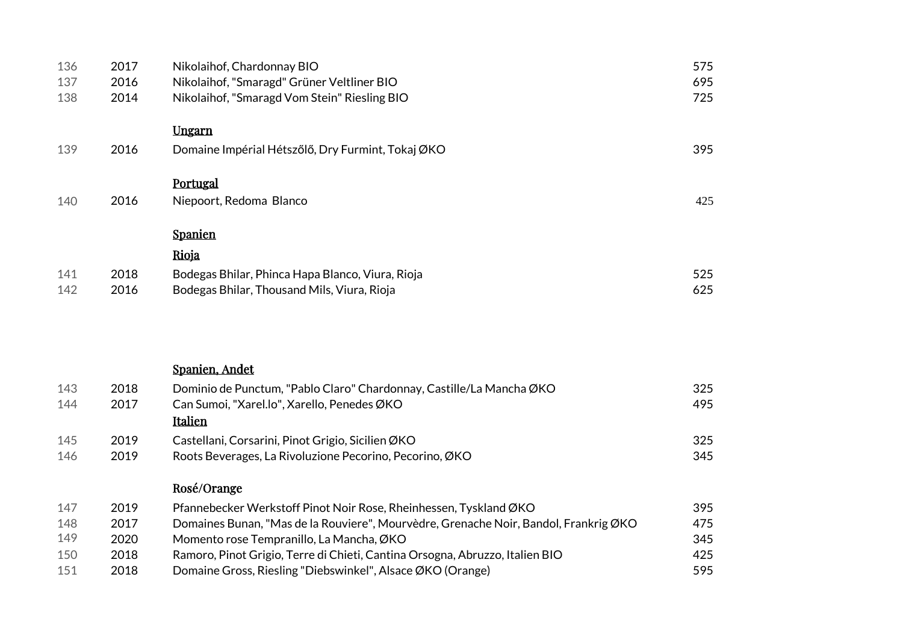| | | | |
|---|---|---|---|
| 136 | 2017 | Nikolaihof, Chardonnay BIO | 575 |
| 137 | 2016 | Nikolaihof, "Smaragd" Grüner Veltliner BIO | 695 |
| 138 | 2014 | Nikolaihof, "Smaragd Vom Stein" Riesling BIO | 725 |

## Ungarn

| | | | |
|---|---|---|---|
| 139 | 2016 | Domaine Impérial Hétszőlő, Dry Furmint, Tokaj ØKO | 395 |

## Portugal

| | | | |
|---|---|---|---|
| 140 | 2016 | Niepoort, Redoma Blanco | 425 |

## Spanien

### Rioja

| | | | |
|---|---|---|---|
| 141 | 2018 | Bodegas Bhilar, Phinca Hapa Blanco, Viura, Rioja | 525 |
| 142 | 2016 | Bodegas Bhilar, Thousand Mils, Viura, Rioja | 625 |

## Spanien, Andet

| | | | |
|---|---|---|---|
| 143 | 2018 | Dominio de Punctum, "Pablo Claro" Chardonnay, Castille/La Mancha ØKO | 325 |
| 144 | 2017 | Can Sumoi, "Xarel.lo", Xarello, Penedes ØKO | 495 |

## Italien

| | | | |
|---|---|---|---|
| 145 | 2019 | Castellani, Corsarini, Pinot Grigio, Sicilien ØKO | 325 |
| 146 | 2019 | Roots Beverages, La Rivoluzione Pecorino, Pecorino, ØKO | 345 |

## Rosé/Orange

| | | | |
|---|---|---|---|
| 147 | 2019 | Pfannebecker Werkstoff Pinot Noir Rose, Rheinhessen, Tyskland ØKO | 395 |
| 148 | 2017 | Domaines Bunan, "Mas de la Rouviere", Mourvèdre, Grenache Noir, Bandol, Frankrig ØKO | 475 |
| 149 | 2020 | Momento rose Tempranillo, La Mancha, ØKO | 345 |
| 150 | 2018 | Ramoro, Pinot Grigio, Terre di Chieti, Cantina Orsogna, Abruzzo, Italien BIO | 425 |
| 151 | 2018 | Domaine Gross, Riesling "Diebswinkel", Alsace ØKO (Orange) | 595 |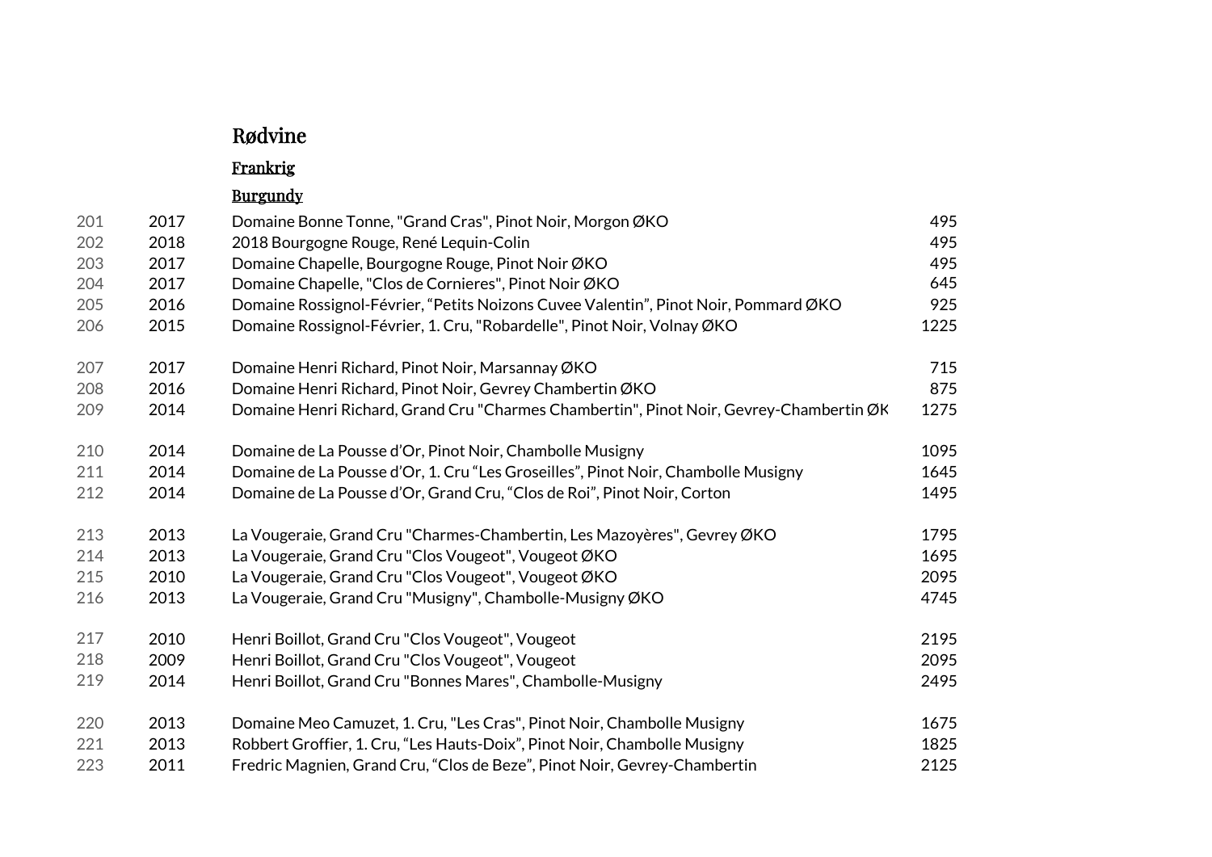# Rødvine

## Frankrig

### Burgundy

| | | | |
|---|---|---|---|
| 201 | 2017 | Domaine Bonne Tonne, "Grand Cras", Pinot Noir, Morgon ØKO | 495 |
| 202 | 2018 | 2018 Bourgogne Rouge, René Lequin-Colin | 495 |
| 203 | 2017 | Domaine Chapelle, Bourgogne Rouge, Pinot Noir ØKO | 495 |
| 204 | 2017 | Domaine Chapelle, "Clos de Cornieres", Pinot Noir ØKO | 645 |
| 205 | 2016 | Domaine Rossignol-Février, "Petits Noizons Cuvee Valentin", Pinot Noir, Pommard ØKO | 925 |
| 206 | 2015 | Domaine Rossignol-Février, 1. Cru, "Robardelle", Pinot Noir, Volnay ØKO | 1225 |
| | | | |
| 207 | 2017 | Domaine Henri Richard, Pinot Noir, Marsannay ØKO | 715 |
| 208 | 2016 | Domaine Henri Richard, Pinot Noir, Gevrey Chambertin ØKO | 875 |
| 209 | 2014 | Domaine Henri Richard, Grand Cru "Charmes Chambertin", Pinot Noir, Gevrey-Chambertin ØK | 1275 |
| | | | |
| 210 | 2014 | Domaine de La Pousse d'Or, Pinot Noir, Chambolle Musigny | 1095 |
| 211 | 2014 | Domaine de La Pousse d'Or, 1. Cru "Les Groseilles", Pinot Noir, Chambolle Musigny | 1645 |
| 212 | 2014 | Domaine de La Pousse d'Or, Grand Cru, "Clos de Roi", Pinot Noir, Corton | 1495 |
| | | | |
| 213 | 2013 | La Vougeraie, Grand Cru "Charmes-Chambertin, Les Mazoyères", Gevrey ØKO | 1795 |
| 214 | 2013 | La Vougeraie, Grand Cru "Clos Vougeot", Vougeot ØKO | 1695 |
| 215 | 2010 | La Vougeraie, Grand Cru "Clos Vougeot", Vougeot ØKO | 2095 |
| 216 | 2013 | La Vougeraie, Grand Cru "Musigny", Chambolle-Musigny ØKO | 4745 |
| | | | |
| 217 | 2010 | Henri Boillot, Grand Cru "Clos Vougeot", Vougeot | 2195 |
| 218 | 2009 | Henri Boillot, Grand Cru "Clos Vougeot", Vougeot | 2095 |
| 219 | 2014 | Henri Boillot, Grand Cru "Bonnes Mares", Chambolle-Musigny | 2495 |
| | | | |
| 220 | 2013 | Domaine Meo Camuzet, 1. Cru, "Les Cras", Pinot Noir, Chambolle Musigny | 1675 |
| 221 | 2013 | Robbert Groffier, 1. Cru, "Les Hauts-Doix", Pinot Noir, Chambolle Musigny | 1825 |
| 223 | 2011 | Fredric Magnien, Grand Cru, "Clos de Beze", Pinot Noir, Gevrey-Chambertin | 2125 |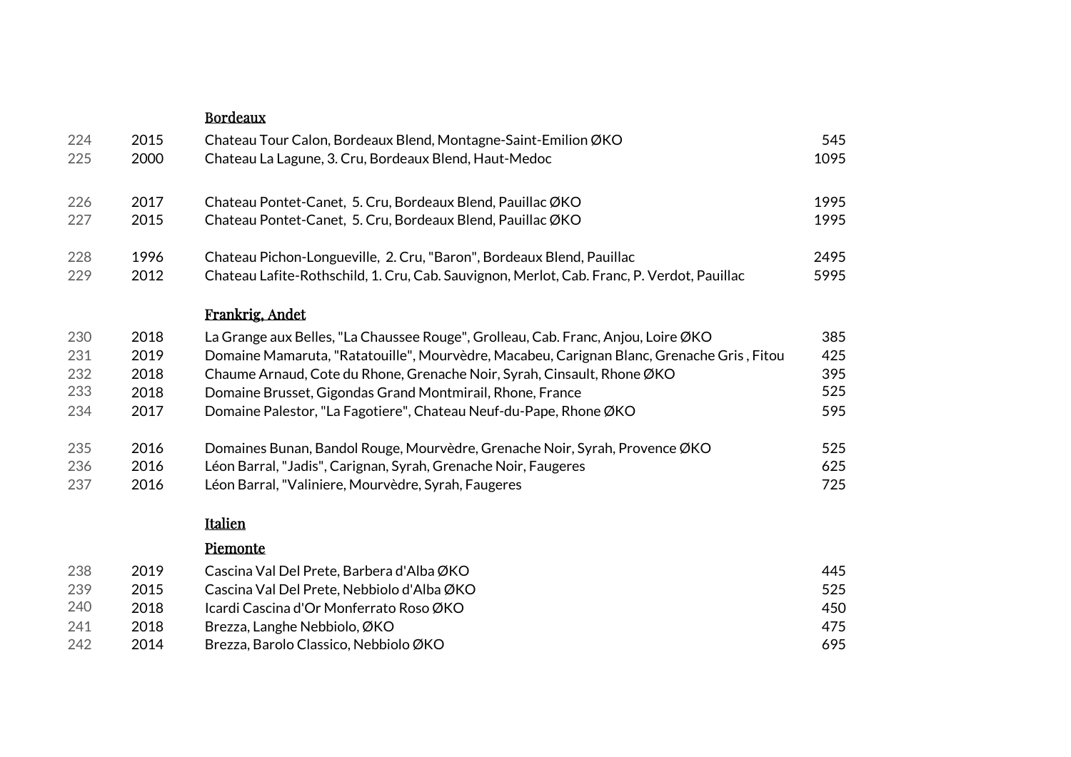### Bordeaux

| | | | |
|---|---|---|---|
| 224 | 2015 | Chateau Tour Calon, Bordeaux Blend, Montagne-Saint-Emilion ØKO | 545 |
| 225 | 2000 | Chateau La Lagune, 3. Cru, Bordeaux Blend, Haut-Medoc | 1095 |
| | | | |
| 226 | 2017 | Chateau Pontet-Canet, 5. Cru, Bordeaux Blend, Pauillac ØKO | 1995 |
| 227 | 2015 | Chateau Pontet-Canet, 5. Cru, Bordeaux Blend, Pauillac ØKO | 1995 |
| | | | |
| 228 | 1996 | Chateau Pichon-Longueville, 2. Cru, "Baron", Bordeaux Blend, Pauillac | 2495 |
| 229 | 2012 | Chateau Lafite-Rothschild, 1. Cru, Cab. Sauvignon, Merlot, Cab. Franc, P. Verdot, Pauillac | 5995 |

### Frankrig, Andet

| | | | |
|---|---|---|---|
| 230 | 2018 | La Grange aux Belles, "La Chaussee Rouge", Grolleau, Cab. Franc, Anjou, Loire ØKO | 385 |
| 231 | 2019 | Domaine Mamaruta, "Ratatouille", Mourvèdre, Macabeu, Carignan Blanc, Grenache Gris , Fitou | 425 |
| 232 | 2018 | Chaume Arnaud, Cote du Rhone, Grenache Noir, Syrah, Cinsault, Rhone ØKO | 395 |
| 233 | 2018 | Domaine Brusset, Gigondas Grand Montmirail, Rhone, France | 525 |
| 234 | 2017 | Domaine Palestor, "La Fagotiere", Chateau Neuf-du-Pape, Rhone ØKO | 595 |
| | | | |
| 235 | 2016 | Domaines Bunan, Bandol Rouge, Mourvèdre, Grenache Noir, Syrah, Provence ØKO | 525 |
| 236 | 2016 | Léon Barral, "Jadis", Carignan, Syrah, Grenache Noir, Faugeres | 625 |
| 237 | 2016 | Léon Barral, "Valiniere, Mourvèdre, Syrah, Faugeres | 725 |

### Italien

#### Piemonte

| | | | |
|---|---|---|---|
| 238 | 2019 | Cascina Val Del Prete, Barbera d'Alba ØKO | 445 |
| 239 | 2015 | Cascina Val Del Prete, Nebbiolo d'Alba ØKO | 525 |
| 240 | 2018 | Icardi Cascina d'Or Monferrato Roso ØKO | 450 |
| 241 | 2018 | Brezza, Langhe Nebbiolo, ØKO | 475 |
| 242 | 2014 | Brezza, Barolo Classico, Nebbiolo ØKO | 695 |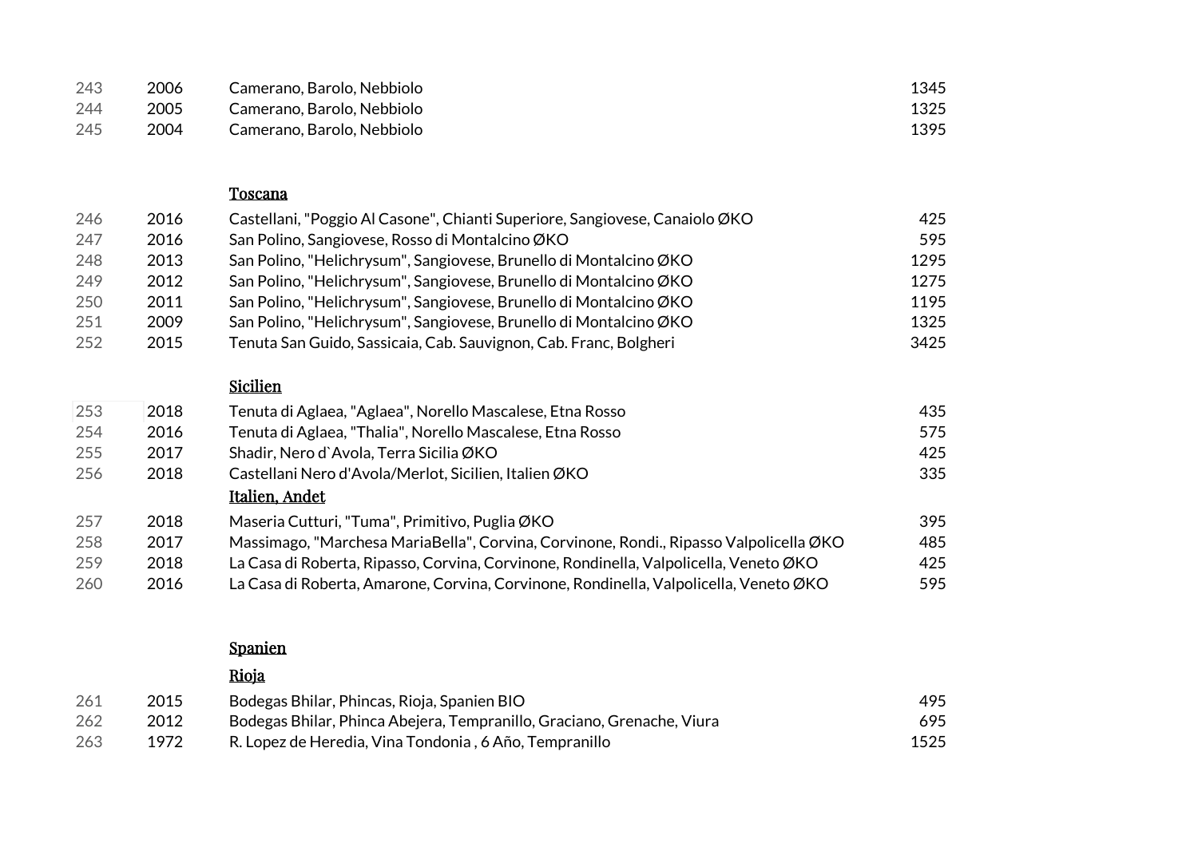| | | | |
|---|---|---|---|
| 243 | 2006 | Camerano, Barolo, Nebbiolo | 1345 |
| 244 | 2005 | Camerano, Barolo, Nebbiolo | 1325 |
| 245 | 2004 | Camerano, Barolo, Nebbiolo | 1395 |

## Toscana

| | | | |
|---|---|---|---|
| 246 | 2016 | Castellani, "Poggio Al Casone", Chianti Superiore, Sangiovese, Canaiolo ØKO | 425 |
| 247 | 2016 | San Polino, Sangiovese, Rosso di Montalcino ØKO | 595 |
| 248 | 2013 | San Polino, "Helichrysum", Sangiovese, Brunello di Montalcino ØKO | 1295 |
| 249 | 2012 | San Polino, "Helichrysum", Sangiovese, Brunello di Montalcino ØKO | 1275 |
| 250 | 2011 | San Polino, "Helichrysum", Sangiovese, Brunello di Montalcino ØKO | 1195 |
| 251 | 2009 | San Polino, "Helichrysum", Sangiovese, Brunello di Montalcino ØKO | 1325 |
| 252 | 2015 | Tenuta San Guido, Sassicaia, Cab. Sauvignon, Cab. Franc, Bolgheri | 3425 |

## Sicilien

| | | | |
|---|---|---|---|
| 253 | 2018 | Tenuta di Aglaea, "Aglaea", Norello Mascalese, Etna Rosso | 435 |
| 254 | 2016 | Tenuta di Aglaea, "Thalia", Norello Mascalese, Etna Rosso | 575 |
| 255 | 2017 | Shadir, Nero d`Avola, Terra Sicilia ØKO | 425 |
| 256 | 2018 | Castellani Nero d'Avola/Merlot, Sicilien, Italien ØKO | 335 |

## Italien, Andet

| | | | |
|---|---|---|---|
| 257 | 2018 | Maseria Cutturi, "Tuma", Primitivo, Puglia ØKO | 395 |
| 258 | 2017 | Massimago, "Marchesa MariaBella", Corvina, Corvinone, Rondi., Ripasso Valpolicella ØKO | 485 |
| 259 | 2018 | La Casa di Roberta, Ripasso, Corvina, Corvinone, Rondinella, Valpolicella, Veneto ØKO | 425 |
| 260 | 2016 | La Casa di Roberta, Amarone, Corvina, Corvinone, Rondinella, Valpolicella, Veneto ØKO | 595 |

## Spanien

### Rioja

| | | | |
|---|---|---|---|
| 261 | 2015 | Bodegas Bhilar, Phincas, Rioja, Spanien BIO | 495 |
| 262 | 2012 | Bodegas Bhilar, Phinca Abejera, Tempranillo, Graciano, Grenache, Viura | 695 |
| 263 | 1972 | R. Lopez de Heredia, Vina Tondonia , 6 Año, Tempranillo | 1525 |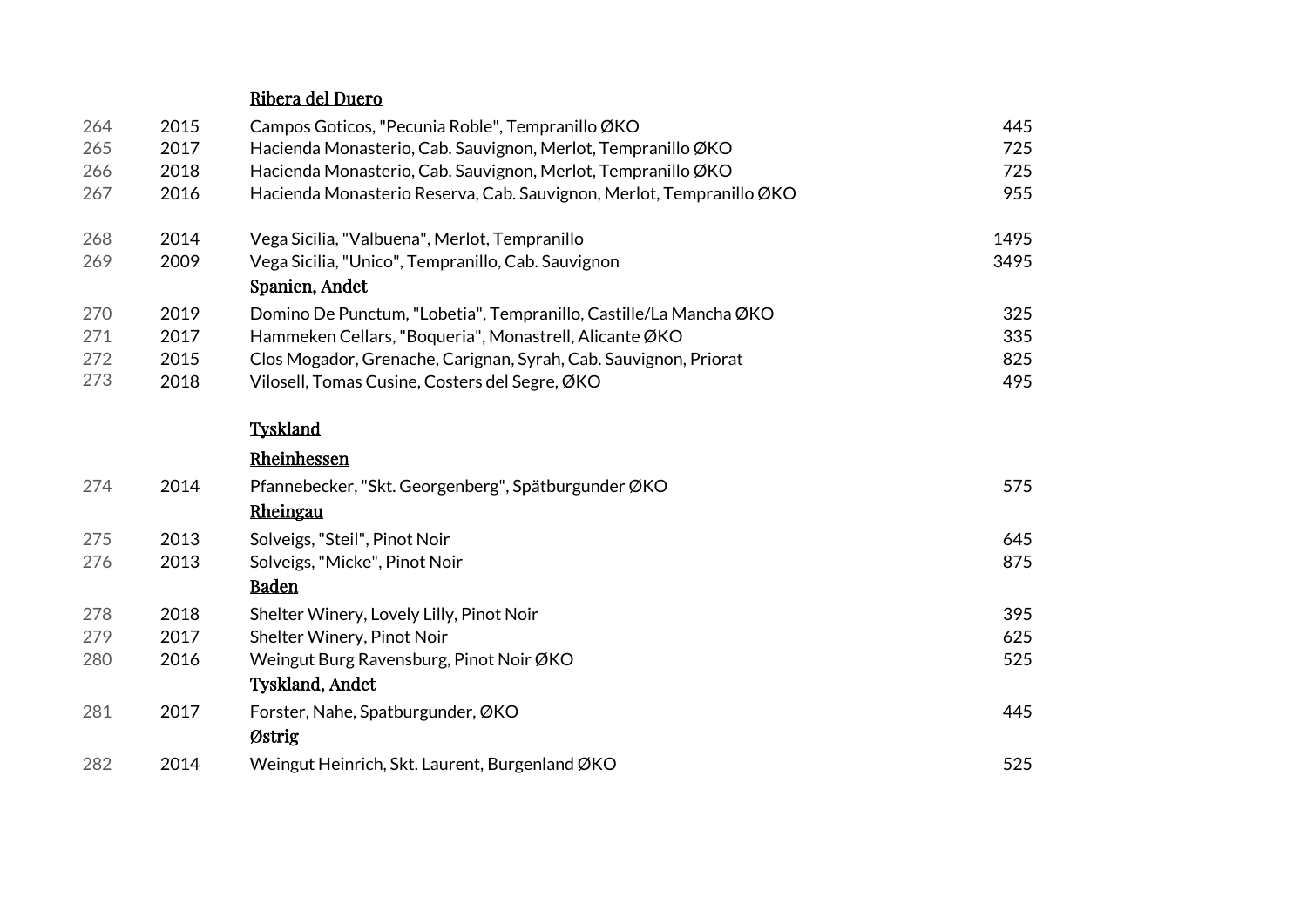### Ribera del Duero

| | | | |
|---|---|---|---|
| 264 | 2015 | Campos Goticos, "Pecunia Roble", Tempranillo ØKO | 445 |
| 265 | 2017 | Hacienda Monasterio, Cab. Sauvignon, Merlot, Tempranillo ØKO | 725 |
| 266 | 2018 | Hacienda Monasterio, Cab. Sauvignon, Merlot, Tempranillo ØKO | 725 |
| 267 | 2016 | Hacienda Monasterio Reserva, Cab. Sauvignon, Merlot, Tempranillo ØKO | 955 |
| 268 | 2014 | Vega Sicilia, "Valbuena", Merlot, Tempranillo | 1495 |
| 269 | 2009 | Vega Sicilia, "Unico", Tempranillo, Cab. Sauvignon | 3495 |

### Spanien, Andet

| | | | |
|---|---|---|---|
| 270 | 2019 | Domino De Punctum, "Lobetia", Tempranillo, Castille/La Mancha ØKO | 325 |
| 271 | 2017 | Hammeken Cellars, "Boqueria", Monastrell, Alicante ØKO | 335 |
| 272 | 2015 | Clos Mogador, Grenache, Carignan, Syrah, Cab. Sauvignon, Priorat | 825 |
| 273 | 2018 | Vilosell, Tomas Cusine, Costers del Segre, ØKO | 495 |

## Tyskland

### Rheinhessen

| | | | |
|---|---|---|---|
| 274 | 2014 | Pfannebecker, "Skt. Georgenberg", Spätburgunder ØKO | 575 |

### Rheingau

| | | | |
|---|---|---|---|
| 275 | 2013 | Solveigs, "Steil", Pinot Noir | 645 |
| 276 | 2013 | Solveigs, "Micke", Pinot Noir | 875 |

### Baden

| | | | |
|---|---|---|---|
| 278 | 2018 | Shelter Winery, Lovely Lilly, Pinot Noir | 395 |
| 279 | 2017 | Shelter Winery, Pinot Noir | 625 |
| 280 | 2016 | Weingut Burg Ravensburg, Pinot Noir ØKO | 525 |

### Tyskland, Andet

| | | | |
|---|---|---|---|
| 281 | 2017 | Forster, Nahe, Spatburgunder, ØKO | 445 |

### Østrig

| | | | |
|---|---|---|---|
| 282 | 2014 | Weingut Heinrich, Skt. Laurent, Burgenland ØKO | 525 |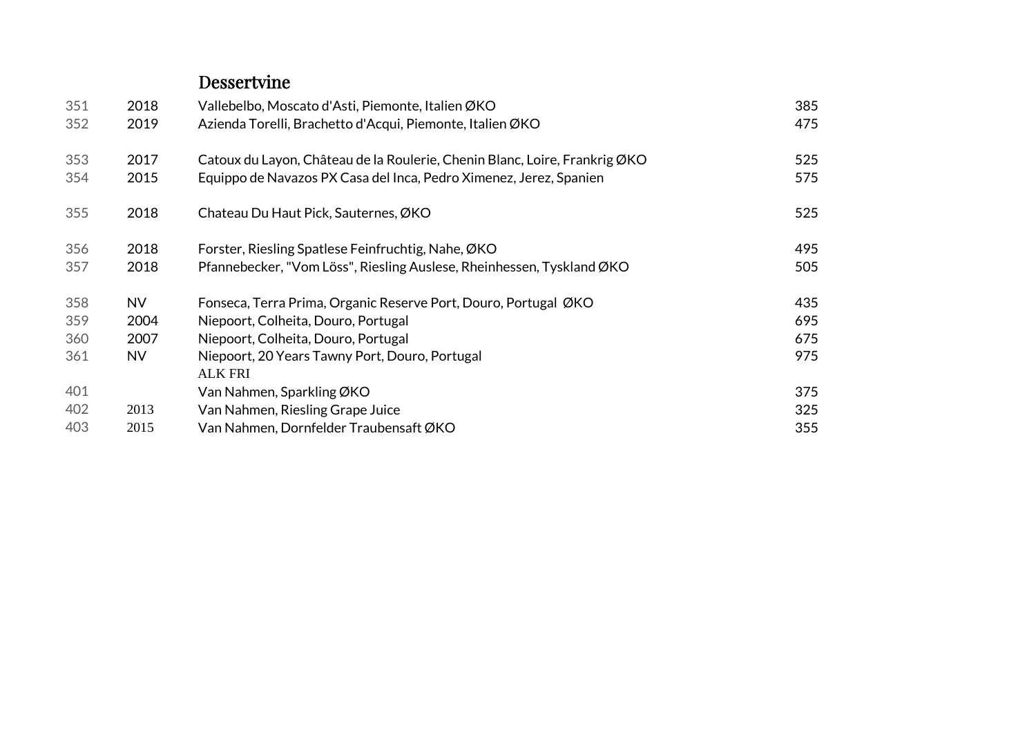## Dessertvine

| | | | |
|---|---|---|---|
| 351 | 2018 | Vallebelbo, Moscato d'Asti, Piemonte, Italien ØKO | 385 |
| 352 | 2019 | Azienda Torelli, Brachetto d'Acqui, Piemonte, Italien ØKO | 475 |
| | | | |
| 353 | 2017 | Catoux du Layon, Château de la Roulerie, Chenin Blanc, Loire, Frankrig ØKO | 525 |
| 354 | 2015 | Equippo de Navazos PX Casa del Inca, Pedro Ximenez, Jerez, Spanien | 575 |
| | | | |
| 355 | 2018 | Chateau Du Haut Pick, Sauternes, ØKO | 525 |
| | | | |
| 356 | 2018 | Forster, Riesling Spatlese Feinfruchtig, Nahe, ØKO | 495 |
| 357 | 2018 | Pfannebecker, "Vom Löss", Riesling Auslese, Rheinhessen, Tyskland ØKO | 505 |
| | | | |
| 358 | NV | Fonseca, Terra Prima, Organic Reserve Port, Douro, Portugal ØKO | 435 |
| 359 | 2004 | Niepoort, Colheita, Douro, Portugal | 695 |
| 360 | 2007 | Niepoort, Colheita, Douro, Portugal | 675 |
| 361 | NV | Niepoort, 20 Years Tawny Port, Douro, Portugal | 975 |
| | | ALK FRI | |
| 401 | | Van Nahmen, Sparkling ØKO | 375 |
| 402 | 2013 | Van Nahmen, Riesling Grape Juice | 325 |
| 403 | 2015 | Van Nahmen, Dornfelder Traubensaft ØKO | 355 |